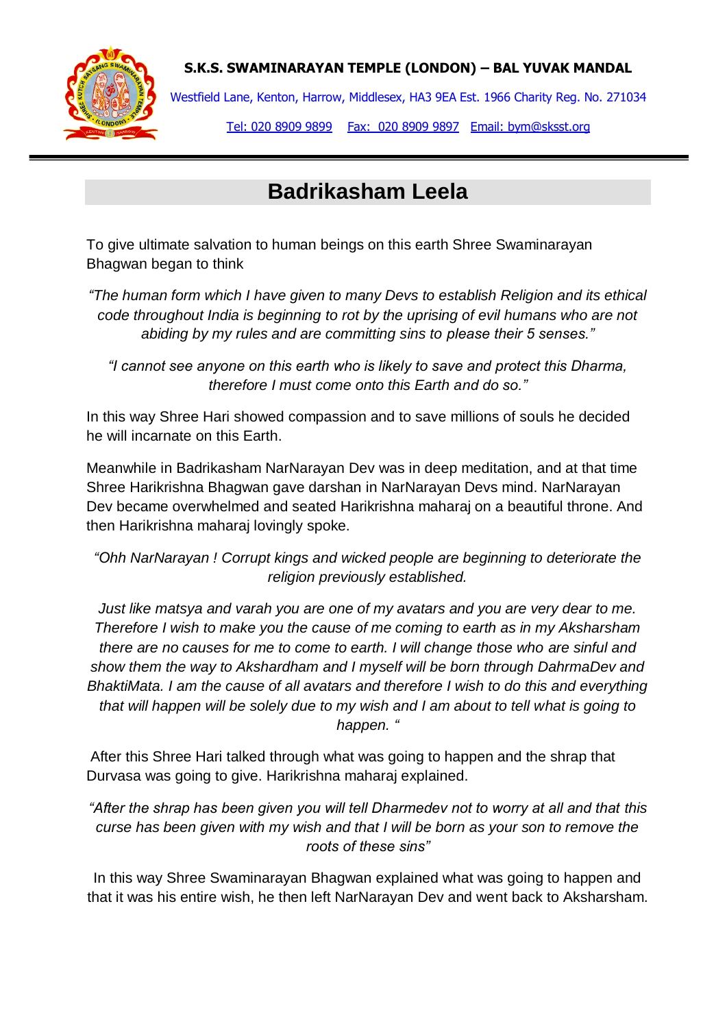**S.K.S. SWAMINARAYAN TEMPLE (LONDON) – BAL YUVAK MANDAL**

Westfield Lane, Kenton, Harrow, Middlesex, HA3 9EA Est. 1966 Charity Reg. No. 271034

Tel: 020 8909 9899   Fax: 020 8909 9897   Email: bym@sksst.org

# Badrikasham Leela

To give ultimate salvation to human beings on this earth Shree Swaminarayan Bhagwan began to think

*"The human form which I have given to many Devs to establish Religion and its ethical code throughout India is beginning to rot by the uprising of evil humans who are not abiding by my rules and are committing sins to please their 5 senses."*

*"I cannot see anyone on this earth who is likely to save and protect this Dharma, therefore I must come onto this Earth and do so."*

In this way Shree Hari showed compassion and to save millions of souls he decided he will incarnate on this Earth.

Meanwhile in Badrikasham NarNarayan Dev was in deep meditation, and at that time Shree Harikrishna Bhagwan gave darshan in NarNarayan Devs mind. NarNarayan Dev became overwhelmed and seated Harikrishna maharaj on a beautiful throne. And then Harikrishna maharaj lovingly spoke.

*"Ohh NarNarayan ! Corrupt kings and wicked people are beginning to deteriorate the religion previously established.*

*Just like matsya and varah you are one of my avatars and you are very dear to me. Therefore I wish to make you the cause of me coming to earth as in my Aksharsham there are no causes for me to come to earth. I will change those who are sinful and show them the way to Akshardham and I myself will be born through DahrmaDev and BhaktiMata. I am the cause of all avatars and therefore I wish to do this and everything that will happen will be solely due to my wish and I am about to tell what is going to happen. "*

After this Shree Hari talked through what was going to happen and the shrap that Durvasa was going to give. Harikrishna maharaj explained.

*"After the shrap has been given you will tell Dharmedev not to worry at all and that this curse has been given with my wish and that I will be born as your son to remove the roots of these sins"*

In this way Shree Swaminarayan Bhagwan explained what was going to happen and that it was his entire wish, he then left NarNarayan Dev and went back to Aksharsham.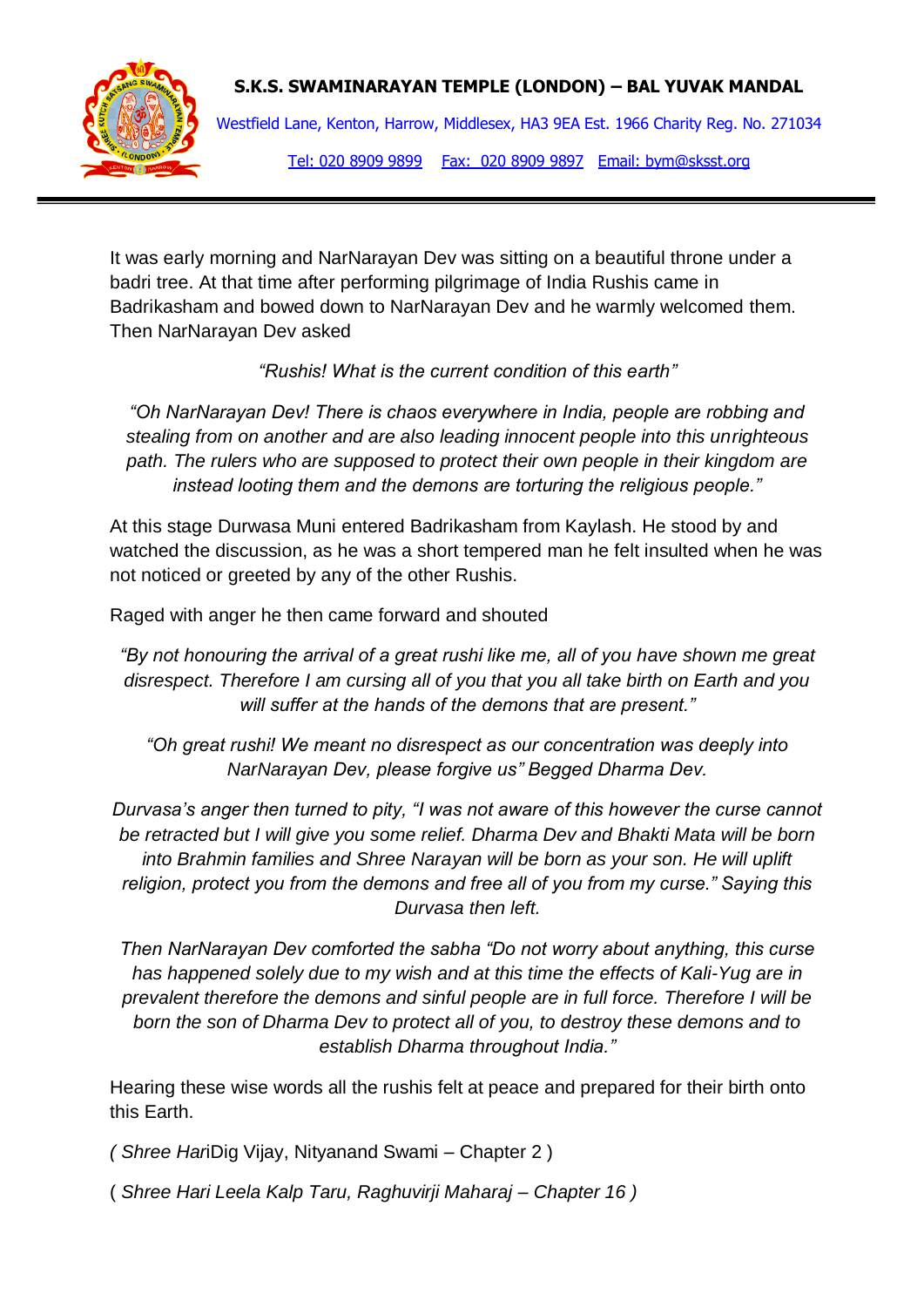**S.K.S. SWAMINARAYAN TEMPLE (LONDON) – BAL YUVAK MANDAL**

Westfield Lane, Kenton, Harrow, Middlesex, HA3 9EA Est. 1966 Charity Reg. No. 271034

Tel: 020 8909 9899 Fax: 020 8909 9897 Email: bym@sksst.org

---

It was early morning and NarNarayan Dev was sitting on a beautiful throne under a badri tree. At that time after performing pilgrimage of India Rushis came in Badrikasham and bowed down to NarNarayan Dev and he warmly welcomed them. Then NarNarayan Dev asked

*"Rushis! What is the current condition of this earth"*

*"Oh NarNarayan Dev! There is chaos everywhere in India, people are robbing and stealing from on another and are also leading innocent people into this unrighteous path. The rulers who are supposed to protect their own people in their kingdom are instead looting them and the demons are torturing the religious people."*

At this stage Durwasa Muni entered Badrikasham from Kaylash. He stood by and watched the discussion, as he was a short tempered man he felt insulted when he was not noticed or greeted by any of the other Rushis.

Raged with anger he then came forward and shouted

*"By not honouring the arrival of a great rushi like me, all of you have shown me great disrespect. Therefore I am cursing all of you that you all take birth on Earth and you will suffer at the hands of the demons that are present."*

*"Oh great rushi! We meant no disrespect as our concentration was deeply into NarNarayan Dev, please forgive us" Begged Dharma Dev.*

*Durvasa's anger then turned to pity, "I was not aware of this however the curse cannot be retracted but I will give you some relief. Dharma Dev and Bhakti Mata will be born into Brahmin families and Shree Narayan will be born as your son. He will uplift religion, protect you from the demons and free all of you from my curse." Saying this Durvasa then left.*

*Then NarNarayan Dev comforted the sabha "Do not worry about anything, this curse has happened solely due to my wish and at this time the effects of Kali-Yug are in prevalent therefore the demons and sinful people are in full force. Therefore I will be born the son of Dharma Dev to protect all of you, to destroy these demons and to establish Dharma throughout India."*

Hearing these wise words all the rushis felt at peace and prepared for their birth onto this Earth.

( *Shree Hari*Dig Vijay, Nityanand Swami – Chapter 2 )

( *Shree Hari Leela Kalp Taru, Raghuvirji Maharaj – Chapter 16* )